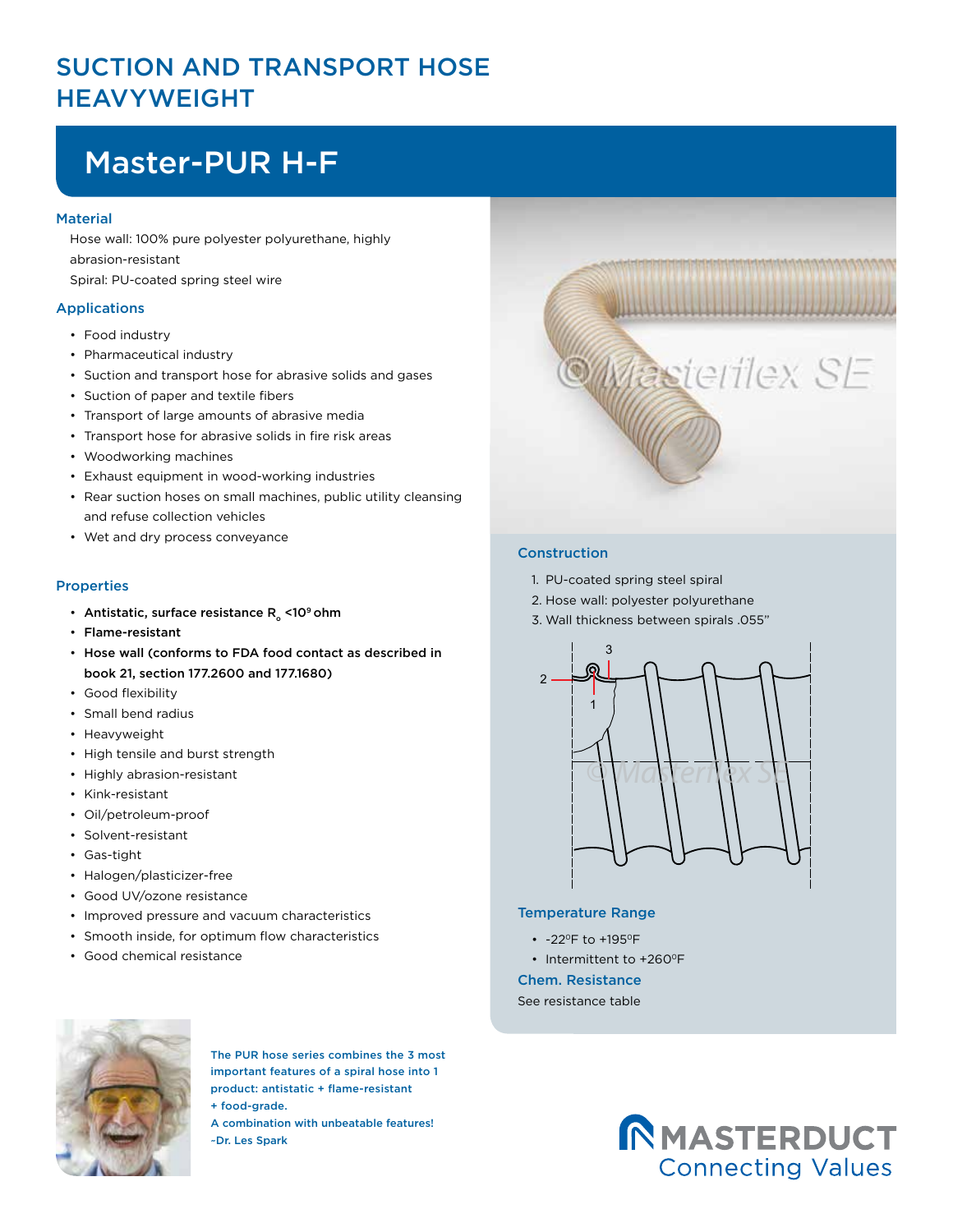# SUCTION AND TRANSPORT HOSE HEAVYWEIGHT

## Master-PUR H-F

### Material

Hose wall: 100% pure polyester polyurethane, highly abrasion-resistant

Spiral: PU-coated spring steel wire

### Applications

- Food industry
- Pharmaceutical industry
- Suction and transport hose for abrasive solids and gases
- Suction of paper and textile fibers
- Transport of large amounts of abrasive media
- Transport hose for abrasive solids in fire risk areas
- Woodworking machines
- Exhaust equipment in wood-working industries
- Rear suction hoses on small machines, public utility cleansing and refuse collection vehicles
- Wet and dry process conveyance

### Properties

- **Antistatic, surface resistance $R_o$ <$10^9$ ohm**
- **Flame-resistant**
- **Hose wall (conforms to FDA food contact as described in book 21, section 177.2600 and 177.1680)**
- Good flexibility
- Small bend radius
- Heavyweight
- High tensile and burst strength
- Highly abrasion-resistant
- Kink-resistant
- Oil/petroleum-proof
- Solvent-resistant
- Gas-tight
- Halogen/plasticizer-free
- Good UV/ozone resistance
- Improved pressure and vacuum characteristics
- Smooth inside, for optimum flow characteristics
- Good chemical resistance

### Construction

1. PU-coated spring steel spiral
2. Hose wall: polyester polyurethane
3. Wall thickness between spirals .055"

### Temperature Range

- -22ºF to +195ºF
- Intermittent to +260ºF

### Chem. Resistance

See resistance table

The PUR hose series combines the 3 most important features of a spiral hose into 1 product: antistatic + flame-resistant + food-grade.
A combination with unbeatable features!
–Dr. Les Spark

MASTERDUCT
Connecting Values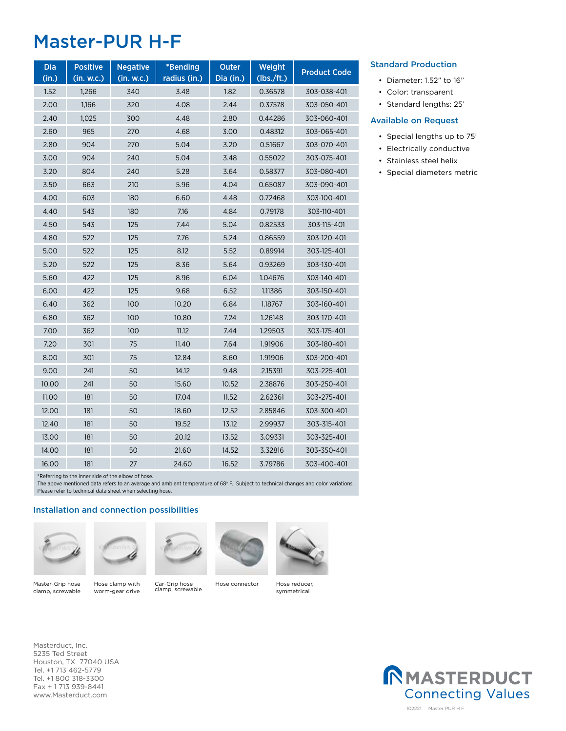# Master-PUR H-F

| Dia (in.) | Positive (in. w.c.) | Negative (in. w.c.) | *Bending radius (in.) | Outer Dia (in.) | Weight (lbs./ft.) | Product Code |
|---|---|---|---|---|---|---|
| 1.52 | 1,266 | 340 | 3.48 | 1.82 | 0.36578 | 303-038-401 |
| 2.00 | 1,166 | 320 | 4.08 | 2.44 | 0.37578 | 303-050-401 |
| 2.40 | 1,025 | 300 | 4.48 | 2.80 | 0.44286 | 303-060-401 |
| 2.60 | 965 | 270 | 4.68 | 3.00 | 0.48312 | 303-065-401 |
| 2.80 | 904 | 270 | 5.04 | 3.20 | 0.51667 | 303-070-401 |
| 3.00 | 904 | 240 | 5.04 | 3.48 | 0.55022 | 303-075-401 |
| 3.20 | 804 | 240 | 5.28 | 3.64 | 0.58377 | 303-080-401 |
| 3.50 | 663 | 210 | 5.96 | 4.04 | 0.65087 | 303-090-401 |
| 4.00 | 603 | 180 | 6.60 | 4.48 | 0.72468 | 303-100-401 |
| 4.40 | 543 | 180 | 7.16 | 4.84 | 0.79178 | 303-110-401 |
| 4.50 | 543 | 125 | 7.44 | 5.04 | 0.82533 | 303-115-401 |
| 4.80 | 522 | 125 | 7.76 | 5.24 | 0.86559 | 303-120-401 |
| 5.00 | 522 | 125 | 8.12 | 5.52 | 0.89914 | 303-125-401 |
| 5.20 | 522 | 125 | 8.36 | 5.64 | 0.93269 | 303-130-401 |
| 5.60 | 422 | 125 | 8.96 | 6.04 | 1.04676 | 303-140-401 |
| 6.00 | 422 | 125 | 9.68 | 6.52 | 1.11386 | 303-150-401 |
| 6.40 | 362 | 100 | 10.20 | 6.84 | 1.18767 | 303-160-401 |
| 6.80 | 362 | 100 | 10.80 | 7.24 | 1.26148 | 303-170-401 |
| 7.00 | 362 | 100 | 11.12 | 7.44 | 1.29503 | 303-175-401 |
| 7.20 | 301 | 75 | 11.40 | 7.64 | 1.91906 | 303-180-401 |
| 8.00 | 301 | 75 | 12.84 | 8.60 | 1.91906 | 303-200-401 |
| 9.00 | 241 | 50 | 14.12 | 9.48 | 2.15391 | 303-225-401 |
| 10.00 | 241 | 50 | 15.60 | 10.52 | 2.38876 | 303-250-401 |
| 11.00 | 181 | 50 | 17.04 | 11.52 | 2.62361 | 303-275-401 |
| 12.00 | 181 | 50 | 18.60 | 12.52 | 2.85846 | 303-300-401 |
| 12.40 | 181 | 50 | 19.52 | 13.12 | 2.99937 | 303-315-401 |
| 13.00 | 181 | 50 | 20.12 | 13.52 | 3.09331 | 303-325-401 |
| 14.00 | 181 | 50 | 21.60 | 14.52 | 3.32816 | 303-350-401 |
| 16.00 | 181 | 27 | 24.60 | 16.52 | 3.79786 | 303-400-401 |

*Referring to the inner side of the elbow of hose.
The above mentioned data refers to an average and ambient temperature of 68° F. Subject to technical changes and color variations. Please refer to technical data sheet when selecting hose.

## Standard Production

- Diameter: 1.52" to 16"
- Color: transparent
- Standard lengths: 25'

## Available on Request

- Special lengths up to 75'
- Electrically conductive
- Stainless steel helix
- Special diameters metric

## Installation and connection possibilities

Master-Grip hose clamp, screwable

Hose clamp with worm-gear drive

Car-Grip hose clamp, screwable

Hose connector

Hose reducer, symmetrical

Masterduct, Inc.
5235 Ted Street
Houston, TX 77040 USA
Tel. +1 713 462-5779
Tel. +1 800 318-3300
Fax + 1 713 939-8441
www.Masterduct.com

MASTERDUCT
Connecting Values

102221 Master PUR H F